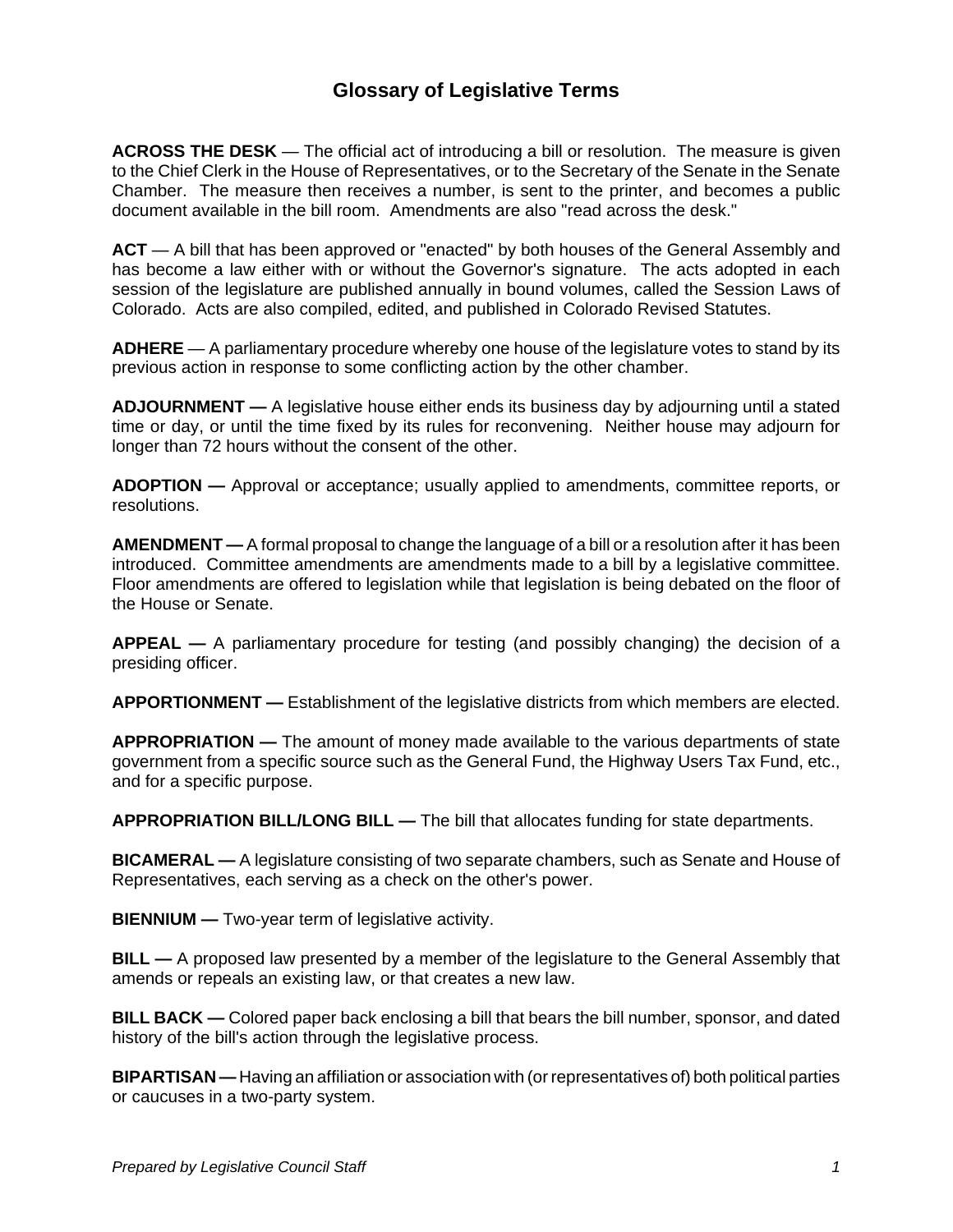# Glossary of Legislative Terms

**ACROSS THE DESK** — The official act of introducing a bill or resolution. The measure is given to the Chief Clerk in the House of Representatives, or to the Secretary of the Senate in the Senate Chamber. The measure then receives a number, is sent to the printer, and becomes a public document available in the bill room. Amendments are also "read across the desk."

**ACT** — A bill that has been approved or "enacted" by both houses of the General Assembly and has become a law either with or without the Governor's signature. The acts adopted in each session of the legislature are published annually in bound volumes, called the Session Laws of Colorado. Acts are also compiled, edited, and published in Colorado Revised Statutes.

**ADHERE** — A parliamentary procedure whereby one house of the legislature votes to stand by its previous action in response to some conflicting action by the other chamber.

**ADJOURNMENT —** A legislative house either ends its business day by adjourning until a stated time or day, or until the time fixed by its rules for reconvening. Neither house may adjourn for longer than 72 hours without the consent of the other.

**ADOPTION —** Approval or acceptance; usually applied to amendments, committee reports, or resolutions.

**AMENDMENT —** A formal proposal to change the language of a bill or a resolution after it has been introduced. Committee amendments are amendments made to a bill by a legislative committee. Floor amendments are offered to legislation while that legislation is being debated on the floor of the House or Senate.

**APPEAL —** A parliamentary procedure for testing (and possibly changing) the decision of a presiding officer.

**APPORTIONMENT —** Establishment of the legislative districts from which members are elected.

**APPROPRIATION —** The amount of money made available to the various departments of state government from a specific source such as the General Fund, the Highway Users Tax Fund, etc., and for a specific purpose.

**APPROPRIATION BILL/LONG BILL —** The bill that allocates funding for state departments.

**BICAMERAL —** A legislature consisting of two separate chambers, such as Senate and House of Representatives, each serving as a check on the other's power.

**BIENNIUM —** Two-year term of legislative activity.

**BILL —** A proposed law presented by a member of the legislature to the General Assembly that amends or repeals an existing law, or that creates a new law.

**BILL BACK —** Colored paper back enclosing a bill that bears the bill number, sponsor, and dated history of the bill's action through the legislative process.

**BIPARTISAN —** Having an affiliation or association with (or representatives of) both political parties or caucuses in a two-party system.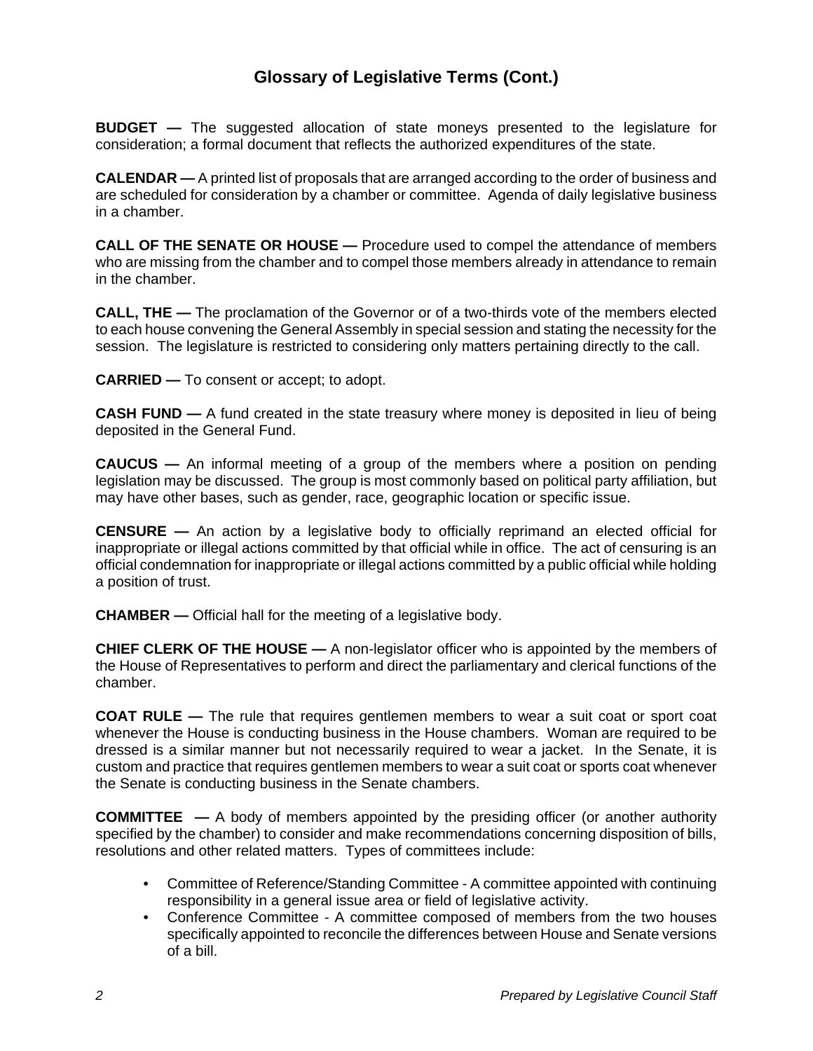## Glossary of Legislative Terms (Cont.)

**BUDGET —** The suggested allocation of state moneys presented to the legislature for consideration; a formal document that reflects the authorized expenditures of the state.

**CALENDAR —** A printed list of proposals that are arranged according to the order of business and are scheduled for consideration by a chamber or committee. Agenda of daily legislative business in a chamber.

**CALL OF THE SENATE OR HOUSE —** Procedure used to compel the attendance of members who are missing from the chamber and to compel those members already in attendance to remain in the chamber.

**CALL, THE —** The proclamation of the Governor or of a two-thirds vote of the members elected to each house convening the General Assembly in special session and stating the necessity for the session. The legislature is restricted to considering only matters pertaining directly to the call.

**CARRIED —** To consent or accept; to adopt.

**CASH FUND —** A fund created in the state treasury where money is deposited in lieu of being deposited in the General Fund.

**CAUCUS —** An informal meeting of a group of the members where a position on pending legislation may be discussed. The group is most commonly based on political party affiliation, but may have other bases, such as gender, race, geographic location or specific issue.

**CENSURE —** An action by a legislative body to officially reprimand an elected official for inappropriate or illegal actions committed by that official while in office. The act of censuring is an official condemnation for inappropriate or illegal actions committed by a public official while holding a position of trust.

**CHAMBER —** Official hall for the meeting of a legislative body.

**CHIEF CLERK OF THE HOUSE —** A non-legislator officer who is appointed by the members of the House of Representatives to perform and direct the parliamentary and clerical functions of the chamber.

**COAT RULE —** The rule that requires gentlemen members to wear a suit coat or sport coat whenever the House is conducting business in the House chambers. Woman are required to be dressed is a similar manner but not necessarily required to wear a jacket. In the Senate, it is custom and practice that requires gentlemen members to wear a suit coat or sports coat whenever the Senate is conducting business in the Senate chambers.

**COMMITTEE —** A body of members appointed by the presiding officer (or another authority specified by the chamber) to consider and make recommendations concerning disposition of bills, resolutions and other related matters. Types of committees include:

- Committee of Reference/Standing Committee - A committee appointed with continuing responsibility in a general issue area or field of legislative activity.
- Conference Committee - A committee composed of members from the two houses specifically appointed to reconcile the differences between House and Senate versions of a bill.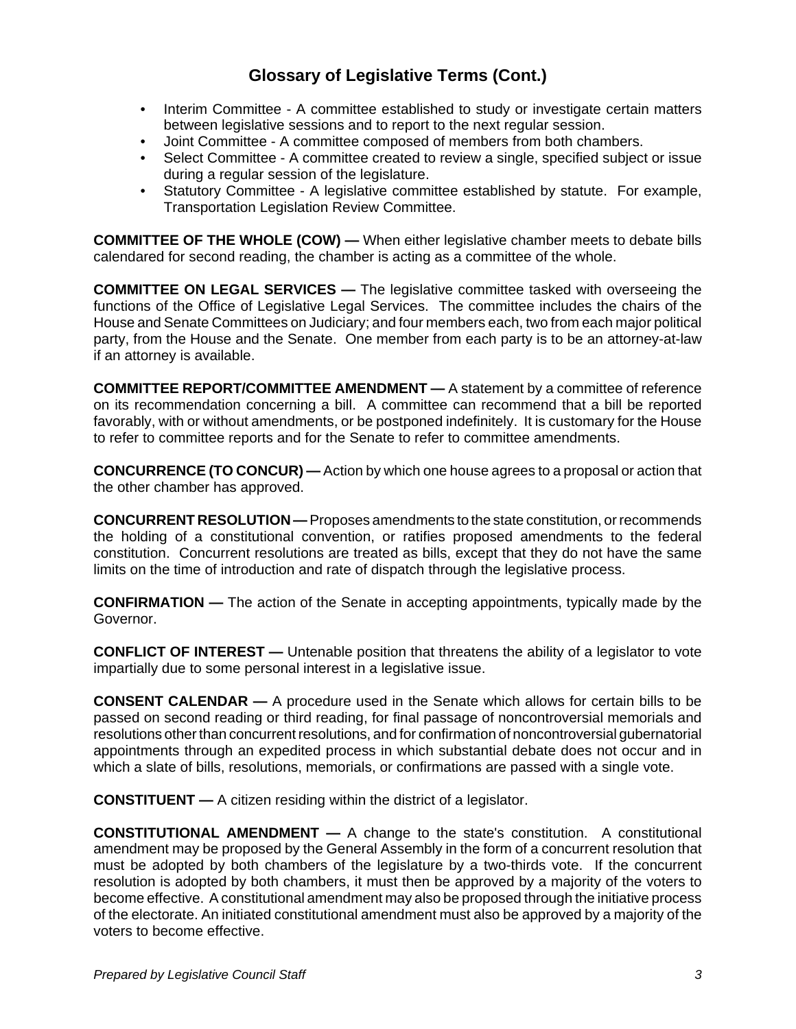## Glossary of Legislative Terms (Cont.)

- Interim Committee - A committee established to study or investigate certain matters between legislative sessions and to report to the next regular session.
- Joint Committee - A committee composed of members from both chambers.
- Select Committee - A committee created to review a single, specified subject or issue during a regular session of the legislature.
- Statutory Committee - A legislative committee established by statute. For example, Transportation Legislation Review Committee.

**COMMITTEE OF THE WHOLE (COW) —** When either legislative chamber meets to debate bills calendared for second reading, the chamber is acting as a committee of the whole.

**COMMITTEE ON LEGAL SERVICES —** The legislative committee tasked with overseeing the functions of the Office of Legislative Legal Services. The committee includes the chairs of the House and Senate Committees on Judiciary; and four members each, two from each major political party, from the House and the Senate. One member from each party is to be an attorney-at-law if an attorney is available.

**COMMITTEE REPORT/COMMITTEE AMENDMENT —** A statement by a committee of reference on its recommendation concerning a bill. A committee can recommend that a bill be reported favorably, with or without amendments, or be postponed indefinitely. It is customary for the House to refer to committee reports and for the Senate to refer to committee amendments.

**CONCURRENCE (TO CONCUR) —** Action by which one house agrees to a proposal or action that the other chamber has approved.

**CONCURRENT RESOLUTION —** Proposes amendments to the state constitution, or recommends the holding of a constitutional convention, or ratifies proposed amendments to the federal constitution. Concurrent resolutions are treated as bills, except that they do not have the same limits on the time of introduction and rate of dispatch through the legislative process.

**CONFIRMATION —** The action of the Senate in accepting appointments, typically made by the Governor.

**CONFLICT OF INTEREST —** Untenable position that threatens the ability of a legislator to vote impartially due to some personal interest in a legislative issue.

**CONSENT CALENDAR —** A procedure used in the Senate which allows for certain bills to be passed on second reading or third reading, for final passage of noncontroversial memorials and resolutions other than concurrent resolutions, and for confirmation of noncontroversial gubernatorial appointments through an expedited process in which substantial debate does not occur and in which a slate of bills, resolutions, memorials, or confirmations are passed with a single vote.

**CONSTITUENT —** A citizen residing within the district of a legislator.

**CONSTITUTIONAL AMENDMENT —** A change to the state's constitution. A constitutional amendment may be proposed by the General Assembly in the form of a concurrent resolution that must be adopted by both chambers of the legislature by a two-thirds vote. If the concurrent resolution is adopted by both chambers, it must then be approved by a majority of the voters to become effective. A constitutional amendment may also be proposed through the initiative process of the electorate. An initiated constitutional amendment must also be approved by a majority of the voters to become effective.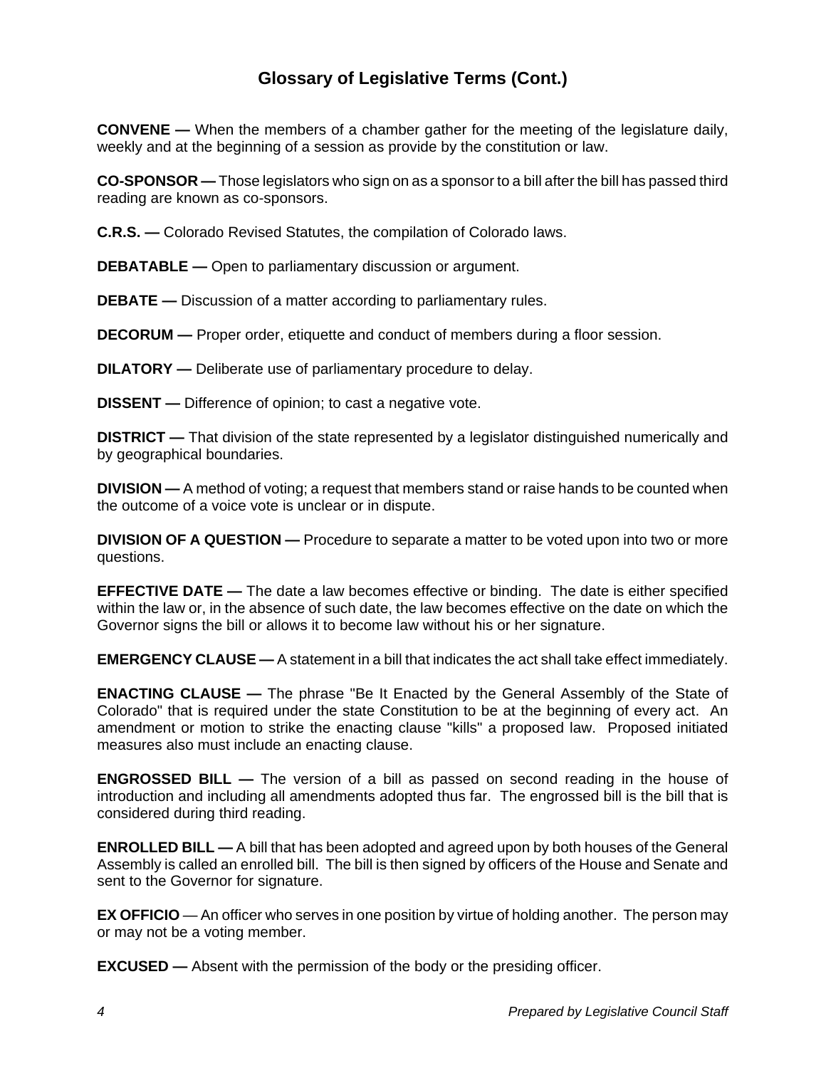## Glossary of Legislative Terms (Cont.)

**CONVENE —** When the members of a chamber gather for the meeting of the legislature daily, weekly and at the beginning of a session as provide by the constitution or law.

**CO-SPONSOR —** Those legislators who sign on as a sponsor to a bill after the bill has passed third reading are known as co-sponsors.

**C.R.S. —** Colorado Revised Statutes, the compilation of Colorado laws.

**DEBATABLE —** Open to parliamentary discussion or argument.

**DEBATE —** Discussion of a matter according to parliamentary rules.

**DECORUM —** Proper order, etiquette and conduct of members during a floor session.

**DILATORY —** Deliberate use of parliamentary procedure to delay.

**DISSENT —** Difference of opinion; to cast a negative vote.

**DISTRICT —** That division of the state represented by a legislator distinguished numerically and by geographical boundaries.

**DIVISION —** A method of voting; a request that members stand or raise hands to be counted when the outcome of a voice vote is unclear or in dispute.

**DIVISION OF A QUESTION —** Procedure to separate a matter to be voted upon into two or more questions.

**EFFECTIVE DATE —** The date a law becomes effective or binding. The date is either specified within the law or, in the absence of such date, the law becomes effective on the date on which the Governor signs the bill or allows it to become law without his or her signature.

**EMERGENCY CLAUSE —** A statement in a bill that indicates the act shall take effect immediately.

**ENACTING CLAUSE —** The phrase "Be It Enacted by the General Assembly of the State of Colorado" that is required under the state Constitution to be at the beginning of every act. An amendment or motion to strike the enacting clause "kills" a proposed law. Proposed initiated measures also must include an enacting clause.

**ENGROSSED BILL —** The version of a bill as passed on second reading in the house of introduction and including all amendments adopted thus far. The engrossed bill is the bill that is considered during third reading.

**ENROLLED BILL —** A bill that has been adopted and agreed upon by both houses of the General Assembly is called an enrolled bill. The bill is then signed by officers of the House and Senate and sent to the Governor for signature.

**EX OFFICIO** — An officer who serves in one position by virtue of holding another. The person may or may not be a voting member.

**EXCUSED —** Absent with the permission of the body or the presiding officer.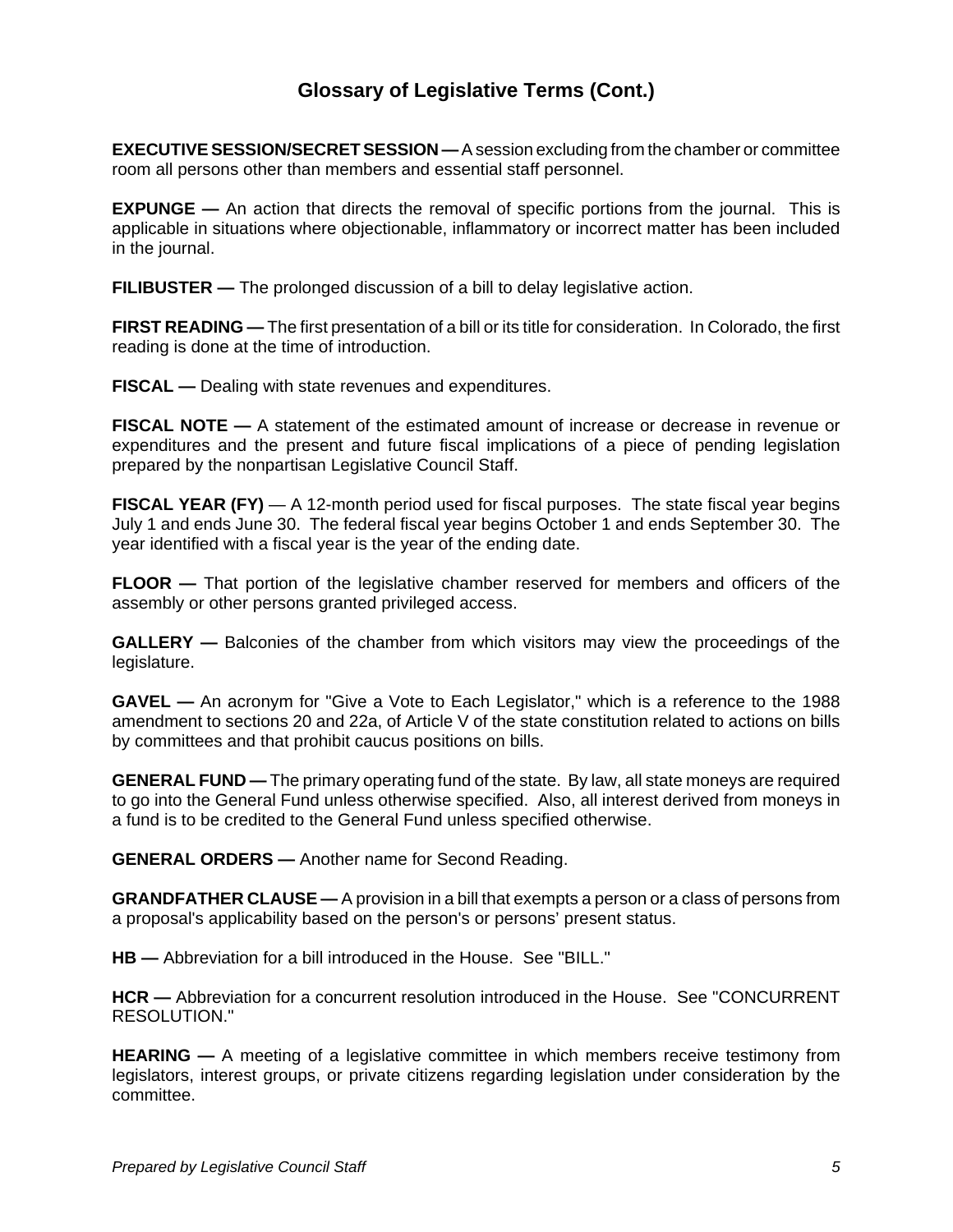## Glossary of Legislative Terms (Cont.)

**EXECUTIVE SESSION/SECRET SESSION —** A session excluding from the chamber or committee room all persons other than members and essential staff personnel.

**EXPUNGE —** An action that directs the removal of specific portions from the journal. This is applicable in situations where objectionable, inflammatory or incorrect matter has been included in the journal.

**FILIBUSTER —** The prolonged discussion of a bill to delay legislative action.

**FIRST READING —** The first presentation of a bill or its title for consideration. In Colorado, the first reading is done at the time of introduction.

**FISCAL —** Dealing with state revenues and expenditures.

**FISCAL NOTE —** A statement of the estimated amount of increase or decrease in revenue or expenditures and the present and future fiscal implications of a piece of pending legislation prepared by the nonpartisan Legislative Council Staff.

**FISCAL YEAR (FY)** — A 12-month period used for fiscal purposes. The state fiscal year begins July 1 and ends June 30. The federal fiscal year begins October 1 and ends September 30. The year identified with a fiscal year is the year of the ending date.

**FLOOR —** That portion of the legislative chamber reserved for members and officers of the assembly or other persons granted privileged access.

**GALLERY —** Balconies of the chamber from which visitors may view the proceedings of the legislature.

**GAVEL —** An acronym for "Give a Vote to Each Legislator," which is a reference to the 1988 amendment to sections 20 and 22a, of Article V of the state constitution related to actions on bills by committees and that prohibit caucus positions on bills.

**GENERAL FUND —** The primary operating fund of the state. By law, all state moneys are required to go into the General Fund unless otherwise specified. Also, all interest derived from moneys in a fund is to be credited to the General Fund unless specified otherwise.

**GENERAL ORDERS —** Another name for Second Reading.

**GRANDFATHER CLAUSE —** A provision in a bill that exempts a person or a class of persons from a proposal's applicability based on the person's or persons' present status.

**HB —** Abbreviation for a bill introduced in the House. See "BILL."

**HCR —** Abbreviation for a concurrent resolution introduced in the House. See "CONCURRENT RESOLUTION."

**HEARING —** A meeting of a legislative committee in which members receive testimony from legislators, interest groups, or private citizens regarding legislation under consideration by the committee.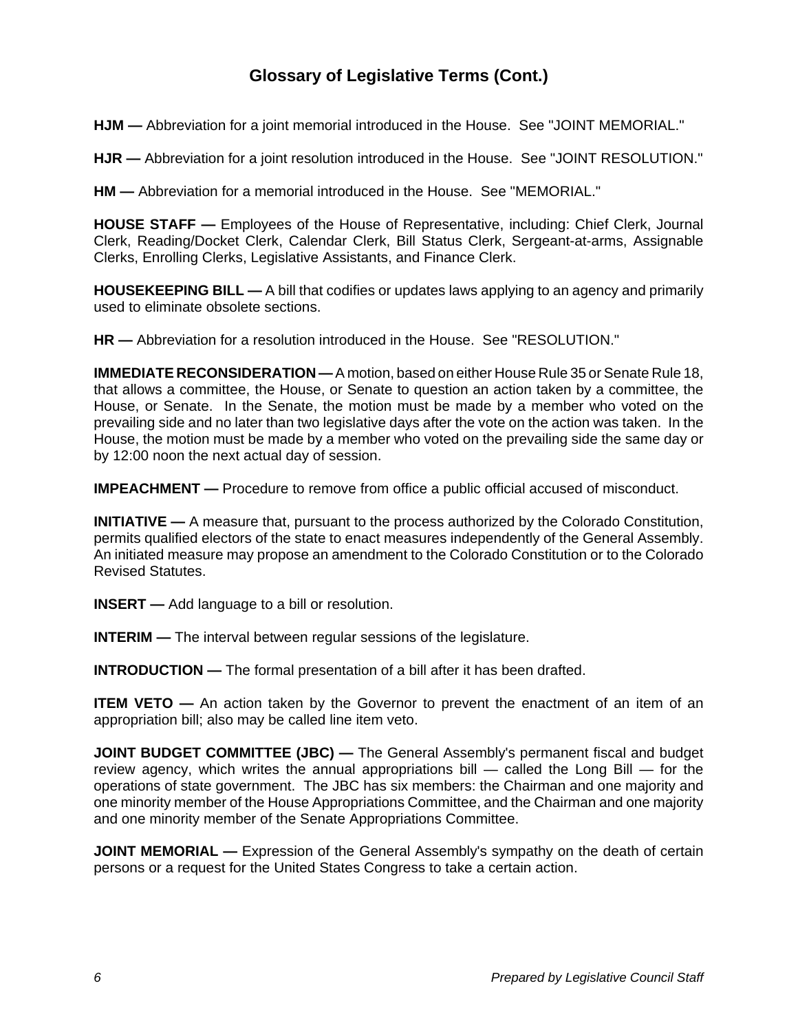## Glossary of Legislative Terms (Cont.)

**HJM —** Abbreviation for a joint memorial introduced in the House. See "JOINT MEMORIAL."

**HJR —** Abbreviation for a joint resolution introduced in the House. See "JOINT RESOLUTION."

**HM —** Abbreviation for a memorial introduced in the House. See "MEMORIAL."

**HOUSE STAFF —** Employees of the House of Representative, including: Chief Clerk, Journal Clerk, Reading/Docket Clerk, Calendar Clerk, Bill Status Clerk, Sergeant-at-arms, Assignable Clerks, Enrolling Clerks, Legislative Assistants, and Finance Clerk.

**HOUSEKEEPING BILL —** A bill that codifies or updates laws applying to an agency and primarily used to eliminate obsolete sections.

**HR —** Abbreviation for a resolution introduced in the House. See "RESOLUTION."

**IMMEDIATE RECONSIDERATION —** A motion, based on either House Rule 35 or Senate Rule 18, that allows a committee, the House, or Senate to question an action taken by a committee, the House, or Senate. In the Senate, the motion must be made by a member who voted on the prevailing side and no later than two legislative days after the vote on the action was taken. In the House, the motion must be made by a member who voted on the prevailing side the same day or by 12:00 noon the next actual day of session.

**IMPEACHMENT —** Procedure to remove from office a public official accused of misconduct.

**INITIATIVE —** A measure that, pursuant to the process authorized by the Colorado Constitution, permits qualified electors of the state to enact measures independently of the General Assembly. An initiated measure may propose an amendment to the Colorado Constitution or to the Colorado Revised Statutes.

**INSERT —** Add language to a bill or resolution.

**INTERIM —** The interval between regular sessions of the legislature.

**INTRODUCTION —** The formal presentation of a bill after it has been drafted.

**ITEM VETO —** An action taken by the Governor to prevent the enactment of an item of an appropriation bill; also may be called line item veto.

**JOINT BUDGET COMMITTEE (JBC) —** The General Assembly's permanent fiscal and budget review agency, which writes the annual appropriations bill — called the Long Bill — for the operations of state government. The JBC has six members: the Chairman and one majority and one minority member of the House Appropriations Committee, and the Chairman and one majority and one minority member of the Senate Appropriations Committee.

**JOINT MEMORIAL —** Expression of the General Assembly's sympathy on the death of certain persons or a request for the United States Congress to take a certain action.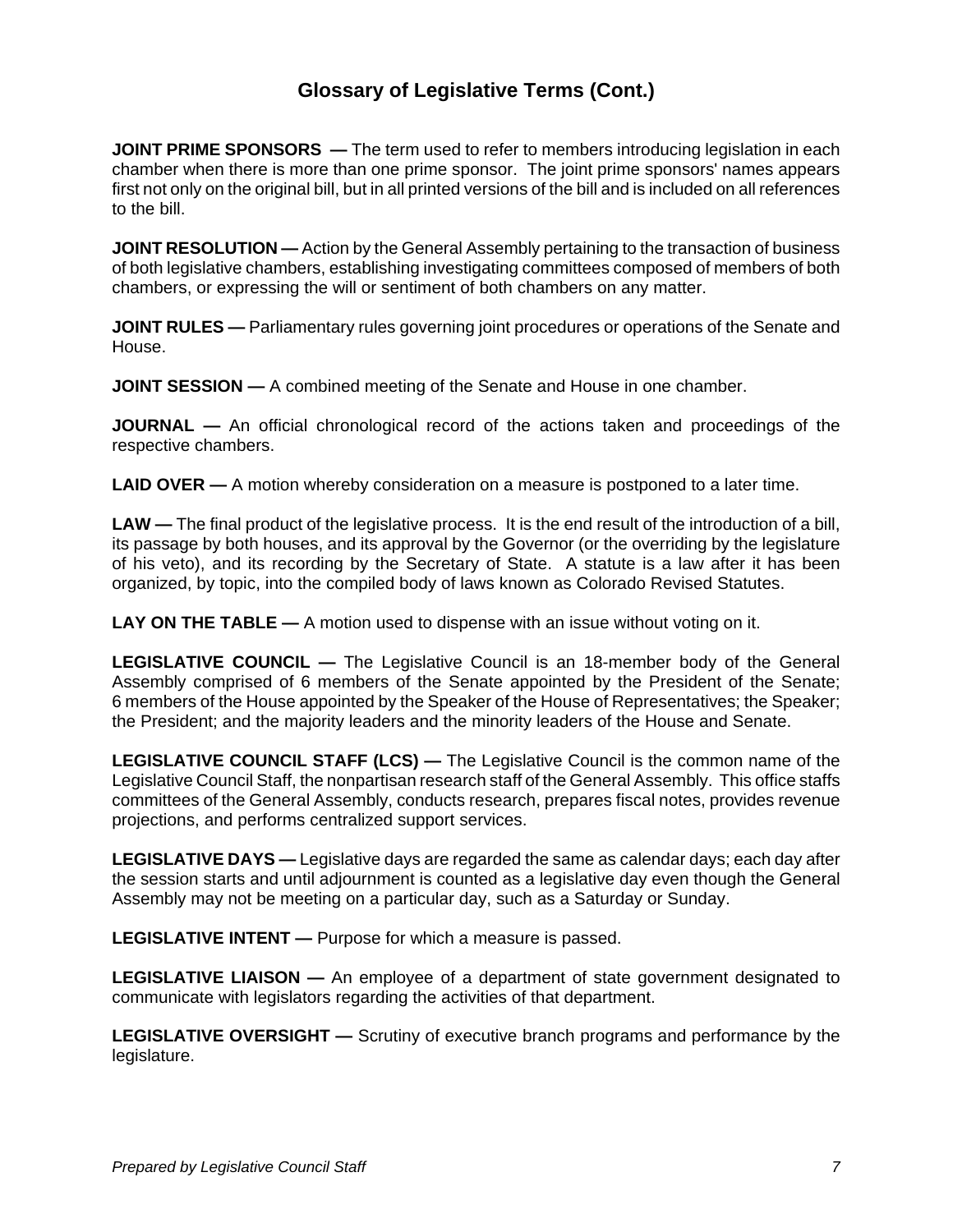## Glossary of Legislative Terms (Cont.)

**JOINT PRIME SPONSORS —** The term used to refer to members introducing legislation in each chamber when there is more than one prime sponsor. The joint prime sponsors' names appears first not only on the original bill, but in all printed versions of the bill and is included on all references to the bill.

**JOINT RESOLUTION —** Action by the General Assembly pertaining to the transaction of business of both legislative chambers, establishing investigating committees composed of members of both chambers, or expressing the will or sentiment of both chambers on any matter.

**JOINT RULES —** Parliamentary rules governing joint procedures or operations of the Senate and House.

**JOINT SESSION —** A combined meeting of the Senate and House in one chamber.

**JOURNAL —** An official chronological record of the actions taken and proceedings of the respective chambers.

**LAID OVER —** A motion whereby consideration on a measure is postponed to a later time.

**LAW —** The final product of the legislative process. It is the end result of the introduction of a bill, its passage by both houses, and its approval by the Governor (or the overriding by the legislature of his veto), and its recording by the Secretary of State. A statute is a law after it has been organized, by topic, into the compiled body of laws known as Colorado Revised Statutes.

**LAY ON THE TABLE —** A motion used to dispense with an issue without voting on it.

**LEGISLATIVE COUNCIL —** The Legislative Council is an 18-member body of the General Assembly comprised of 6 members of the Senate appointed by the President of the Senate; 6 members of the House appointed by the Speaker of the House of Representatives; the Speaker; the President; and the majority leaders and the minority leaders of the House and Senate.

**LEGISLATIVE COUNCIL STAFF (LCS) —** The Legislative Council is the common name of the Legislative Council Staff, the nonpartisan research staff of the General Assembly. This office staffs committees of the General Assembly, conducts research, prepares fiscal notes, provides revenue projections, and performs centralized support services.

**LEGISLATIVE DAYS —** Legislative days are regarded the same as calendar days; each day after the session starts and until adjournment is counted as a legislative day even though the General Assembly may not be meeting on a particular day, such as a Saturday or Sunday.

**LEGISLATIVE INTENT —** Purpose for which a measure is passed.

**LEGISLATIVE LIAISON —** An employee of a department of state government designated to communicate with legislators regarding the activities of that department.

**LEGISLATIVE OVERSIGHT —** Scrutiny of executive branch programs and performance by the legislature.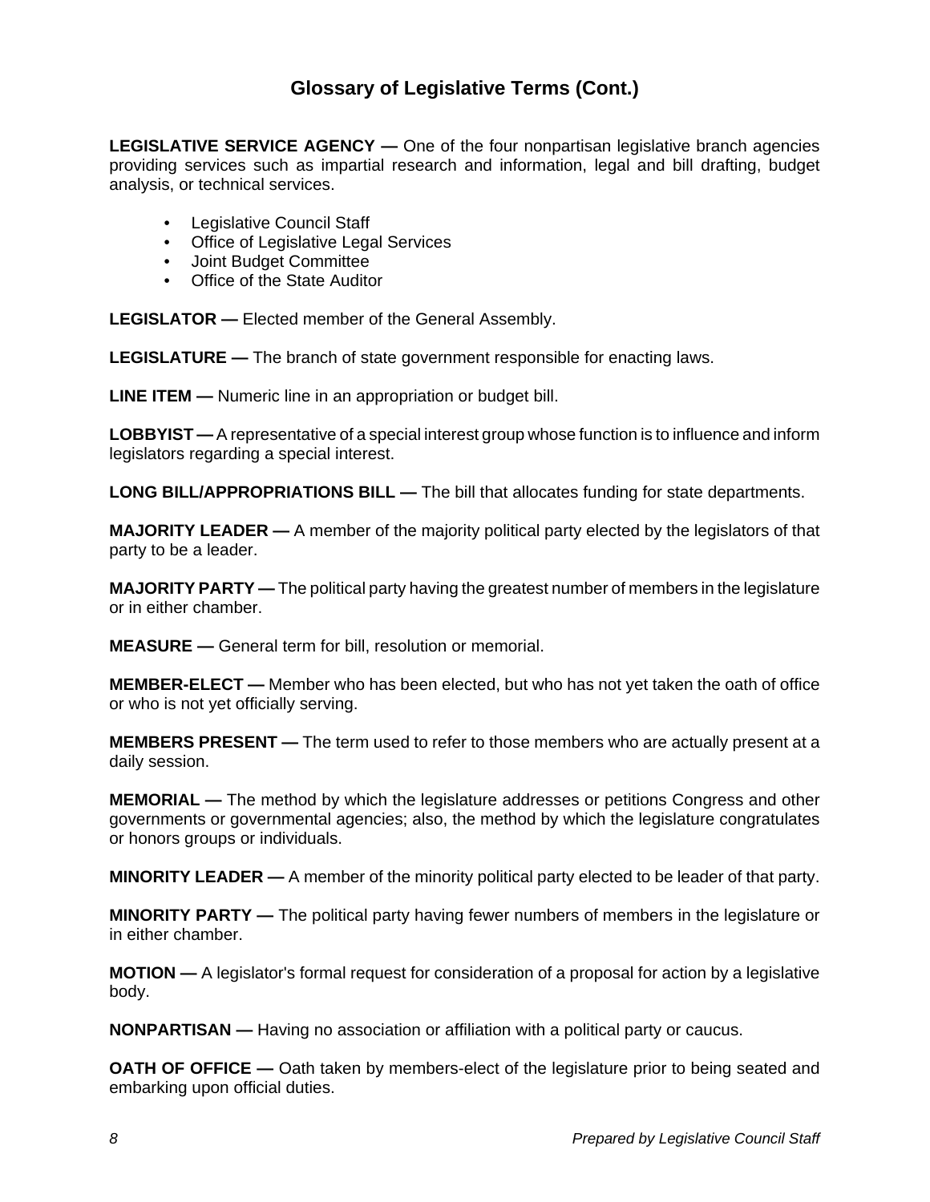## Glossary of Legislative Terms (Cont.)

**LEGISLATIVE SERVICE AGENCY —** One of the four nonpartisan legislative branch agencies providing services such as impartial research and information, legal and bill drafting, budget analysis, or technical services.

- Legislative Council Staff
- Office of Legislative Legal Services
- Joint Budget Committee
- Office of the State Auditor

**LEGISLATOR —** Elected member of the General Assembly.

**LEGISLATURE —** The branch of state government responsible for enacting laws.

**LINE ITEM —** Numeric line in an appropriation or budget bill.

**LOBBYIST —** A representative of a special interest group whose function is to influence and inform legislators regarding a special interest.

**LONG BILL/APPROPRIATIONS BILL —** The bill that allocates funding for state departments.

**MAJORITY LEADER —** A member of the majority political party elected by the legislators of that party to be a leader.

**MAJORITY PARTY —** The political party having the greatest number of members in the legislature or in either chamber.

**MEASURE —** General term for bill, resolution or memorial.

**MEMBER-ELECT —** Member who has been elected, but who has not yet taken the oath of office or who is not yet officially serving.

**MEMBERS PRESENT —** The term used to refer to those members who are actually present at a daily session.

**MEMORIAL —** The method by which the legislature addresses or petitions Congress and other governments or governmental agencies; also, the method by which the legislature congratulates or honors groups or individuals.

**MINORITY LEADER —** A member of the minority political party elected to be leader of that party.

**MINORITY PARTY —** The political party having fewer numbers of members in the legislature or in either chamber.

**MOTION —** A legislator's formal request for consideration of a proposal for action by a legislative body.

**NONPARTISAN —** Having no association or affiliation with a political party or caucus.

**OATH OF OFFICE —** Oath taken by members-elect of the legislature prior to being seated and embarking upon official duties.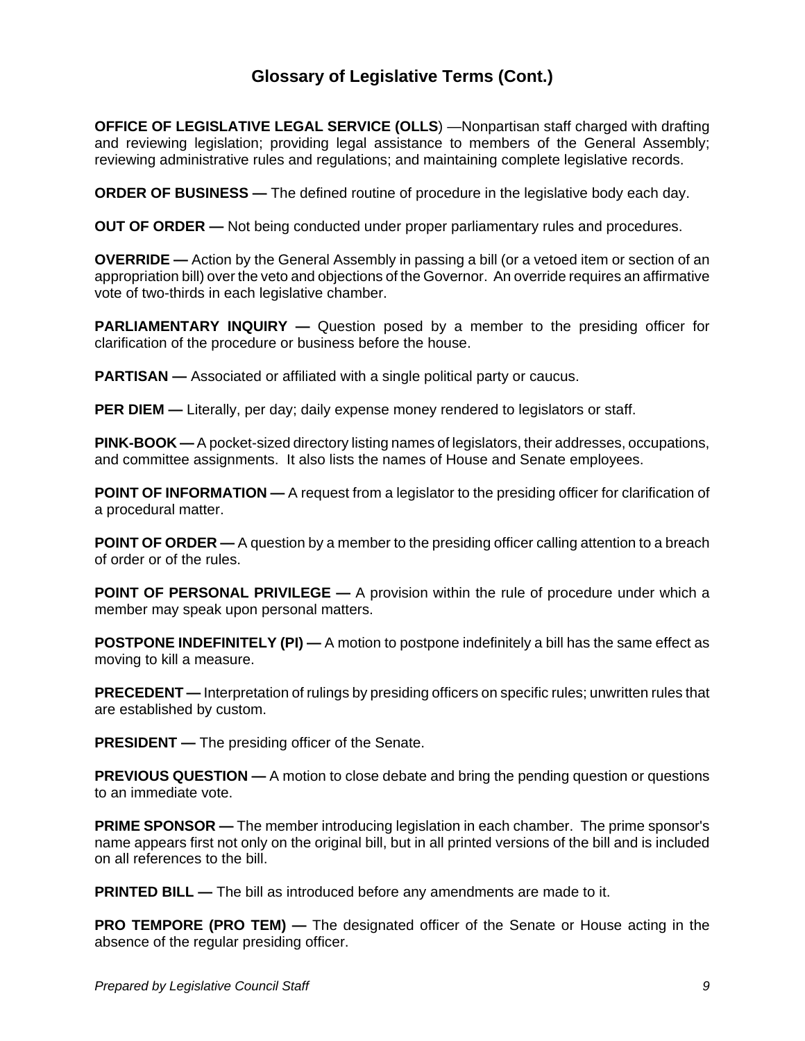## Glossary of Legislative Terms (Cont.)

**OFFICE OF LEGISLATIVE LEGAL SERVICE (OLLS**) —Nonpartisan staff charged with drafting and reviewing legislation; providing legal assistance to members of the General Assembly; reviewing administrative rules and regulations; and maintaining complete legislative records.

**ORDER OF BUSINESS —** The defined routine of procedure in the legislative body each day.

**OUT OF ORDER —** Not being conducted under proper parliamentary rules and procedures.

**OVERRIDE —** Action by the General Assembly in passing a bill (or a vetoed item or section of an appropriation bill) over the veto and objections of the Governor. An override requires an affirmative vote of two-thirds in each legislative chamber.

**PARLIAMENTARY INQUIRY —** Question posed by a member to the presiding officer for clarification of the procedure or business before the house.

**PARTISAN —** Associated or affiliated with a single political party or caucus.

**PER DIEM —** Literally, per day; daily expense money rendered to legislators or staff.

**PINK-BOOK —** A pocket-sized directory listing names of legislators, their addresses, occupations, and committee assignments. It also lists the names of House and Senate employees.

**POINT OF INFORMATION —** A request from a legislator to the presiding officer for clarification of a procedural matter.

**POINT OF ORDER —** A question by a member to the presiding officer calling attention to a breach of order or of the rules.

**POINT OF PERSONAL PRIVILEGE —** A provision within the rule of procedure under which a member may speak upon personal matters.

**POSTPONE INDEFINITELY (PI) —** A motion to postpone indefinitely a bill has the same effect as moving to kill a measure.

**PRECEDENT —** Interpretation of rulings by presiding officers on specific rules; unwritten rules that are established by custom.

**PRESIDENT —** The presiding officer of the Senate.

**PREVIOUS QUESTION —** A motion to close debate and bring the pending question or questions to an immediate vote.

**PRIME SPONSOR —** The member introducing legislation in each chamber. The prime sponsor's name appears first not only on the original bill, but in all printed versions of the bill and is included on all references to the bill.

**PRINTED BILL —** The bill as introduced before any amendments are made to it.

**PRO TEMPORE (PRO TEM) —** The designated officer of the Senate or House acting in the absence of the regular presiding officer.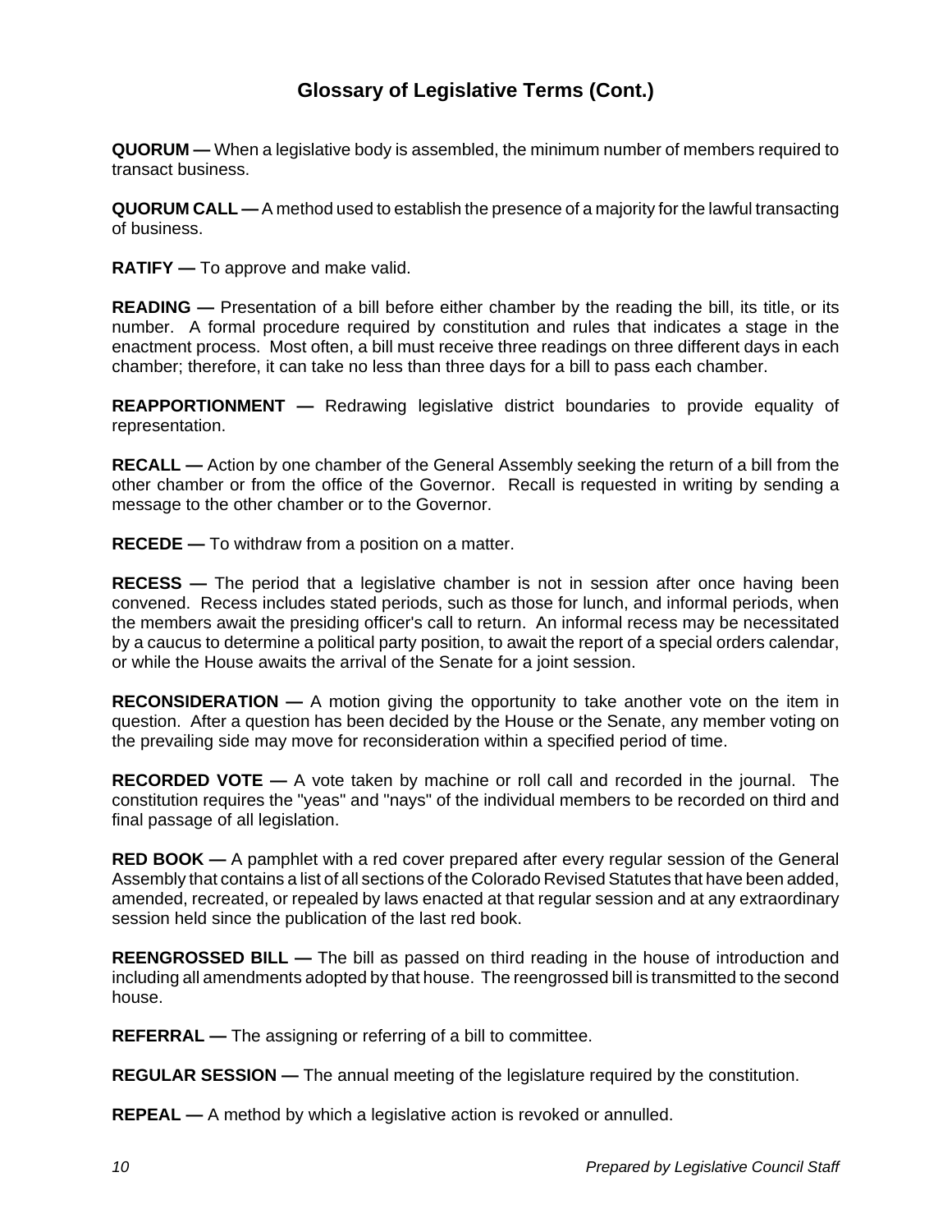## Glossary of Legislative Terms (Cont.)

**QUORUM —** When a legislative body is assembled, the minimum number of members required to transact business.

**QUORUM CALL —** A method used to establish the presence of a majority for the lawful transacting of business.

**RATIFY —** To approve and make valid.

**READING —** Presentation of a bill before either chamber by the reading the bill, its title, or its number. A formal procedure required by constitution and rules that indicates a stage in the enactment process. Most often, a bill must receive three readings on three different days in each chamber; therefore, it can take no less than three days for a bill to pass each chamber.

**REAPPORTIONMENT —** Redrawing legislative district boundaries to provide equality of representation.

**RECALL —** Action by one chamber of the General Assembly seeking the return of a bill from the other chamber or from the office of the Governor. Recall is requested in writing by sending a message to the other chamber or to the Governor.

**RECEDE —** To withdraw from a position on a matter.

**RECESS —** The period that a legislative chamber is not in session after once having been convened. Recess includes stated periods, such as those for lunch, and informal periods, when the members await the presiding officer's call to return. An informal recess may be necessitated by a caucus to determine a political party position, to await the report of a special orders calendar, or while the House awaits the arrival of the Senate for a joint session.

**RECONSIDERATION —** A motion giving the opportunity to take another vote on the item in question. After a question has been decided by the House or the Senate, any member voting on the prevailing side may move for reconsideration within a specified period of time.

**RECORDED VOTE —** A vote taken by machine or roll call and recorded in the journal. The constitution requires the "yeas" and "nays" of the individual members to be recorded on third and final passage of all legislation.

**RED BOOK —** A pamphlet with a red cover prepared after every regular session of the General Assembly that contains a list of all sections of the Colorado Revised Statutes that have been added, amended, recreated, or repealed by laws enacted at that regular session and at any extraordinary session held since the publication of the last red book.

**REENGROSSED BILL —** The bill as passed on third reading in the house of introduction and including all amendments adopted by that house. The reengrossed bill is transmitted to the second house.

**REFERRAL —** The assigning or referring of a bill to committee.

**REGULAR SESSION —** The annual meeting of the legislature required by the constitution.

**REPEAL —** A method by which a legislative action is revoked or annulled.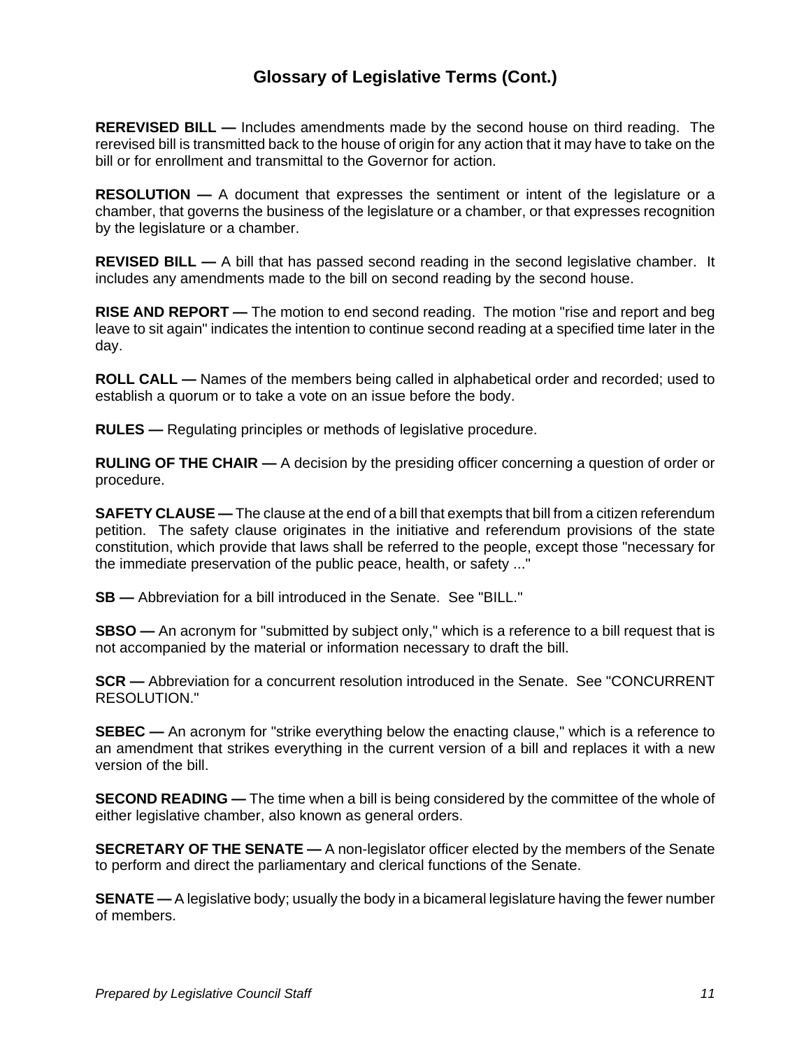## Glossary of Legislative Terms (Cont.)

**REREVISED BILL —** Includes amendments made by the second house on third reading. The rerevised bill is transmitted back to the house of origin for any action that it may have to take on the bill or for enrollment and transmittal to the Governor for action.

**RESOLUTION —** A document that expresses the sentiment or intent of the legislature or a chamber, that governs the business of the legislature or a chamber, or that expresses recognition by the legislature or a chamber.

**REVISED BILL —** A bill that has passed second reading in the second legislative chamber. It includes any amendments made to the bill on second reading by the second house.

**RISE AND REPORT —** The motion to end second reading. The motion "rise and report and beg leave to sit again" indicates the intention to continue second reading at a specified time later in the day.

**ROLL CALL —** Names of the members being called in alphabetical order and recorded; used to establish a quorum or to take a vote on an issue before the body.

**RULES —** Regulating principles or methods of legislative procedure.

**RULING OF THE CHAIR —** A decision by the presiding officer concerning a question of order or procedure.

**SAFETY CLAUSE —** The clause at the end of a bill that exempts that bill from a citizen referendum petition. The safety clause originates in the initiative and referendum provisions of the state constitution, which provide that laws shall be referred to the people, except those "necessary for the immediate preservation of the public peace, health, or safety ..."

**SB —** Abbreviation for a bill introduced in the Senate. See "BILL."

**SBSO —** An acronym for "submitted by subject only," which is a reference to a bill request that is not accompanied by the material or information necessary to draft the bill.

**SCR —** Abbreviation for a concurrent resolution introduced in the Senate. See "CONCURRENT RESOLUTION."

**SEBEC —** An acronym for "strike everything below the enacting clause," which is a reference to an amendment that strikes everything in the current version of a bill and replaces it with a new version of the bill.

**SECOND READING —** The time when a bill is being considered by the committee of the whole of either legislative chamber, also known as general orders.

**SECRETARY OF THE SENATE —** A non-legislator officer elected by the members of the Senate to perform and direct the parliamentary and clerical functions of the Senate.

**SENATE —** A legislative body; usually the body in a bicameral legislature having the fewer number of members.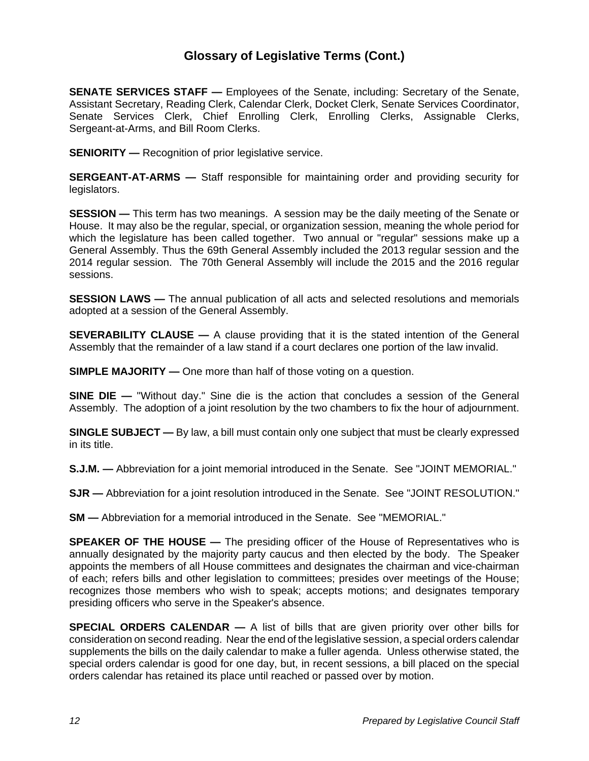## Glossary of Legislative Terms (Cont.)

**SENATE SERVICES STAFF —** Employees of the Senate, including: Secretary of the Senate, Assistant Secretary, Reading Clerk, Calendar Clerk, Docket Clerk, Senate Services Coordinator, Senate Services Clerk, Chief Enrolling Clerk, Enrolling Clerks, Assignable Clerks, Sergeant-at-Arms, and Bill Room Clerks.

**SENIORITY —** Recognition of prior legislative service.

**SERGEANT-AT-ARMS —** Staff responsible for maintaining order and providing security for legislators.

**SESSION —** This term has two meanings. A session may be the daily meeting of the Senate or House. It may also be the regular, special, or organization session, meaning the whole period for which the legislature has been called together. Two annual or "regular" sessions make up a General Assembly. Thus the 69th General Assembly included the 2013 regular session and the 2014 regular session. The 70th General Assembly will include the 2015 and the 2016 regular sessions.

**SESSION LAWS —** The annual publication of all acts and selected resolutions and memorials adopted at a session of the General Assembly.

**SEVERABILITY CLAUSE —** A clause providing that it is the stated intention of the General Assembly that the remainder of a law stand if a court declares one portion of the law invalid.

**SIMPLE MAJORITY —** One more than half of those voting on a question.

**SINE DIE —** "Without day." Sine die is the action that concludes a session of the General Assembly. The adoption of a joint resolution by the two chambers to fix the hour of adjournment.

**SINGLE SUBJECT —** By law, a bill must contain only one subject that must be clearly expressed in its title.

**S.J.M. —** Abbreviation for a joint memorial introduced in the Senate. See "JOINT MEMORIAL."

**SJR —** Abbreviation for a joint resolution introduced in the Senate. See "JOINT RESOLUTION."

**SM —** Abbreviation for a memorial introduced in the Senate. See "MEMORIAL."

**SPEAKER OF THE HOUSE —** The presiding officer of the House of Representatives who is annually designated by the majority party caucus and then elected by the body. The Speaker appoints the members of all House committees and designates the chairman and vice-chairman of each; refers bills and other legislation to committees; presides over meetings of the House; recognizes those members who wish to speak; accepts motions; and designates temporary presiding officers who serve in the Speaker's absence.

**SPECIAL ORDERS CALENDAR —** A list of bills that are given priority over other bills for consideration on second reading. Near the end of the legislative session, a special orders calendar supplements the bills on the daily calendar to make a fuller agenda. Unless otherwise stated, the special orders calendar is good for one day, but, in recent sessions, a bill placed on the special orders calendar has retained its place until reached or passed over by motion.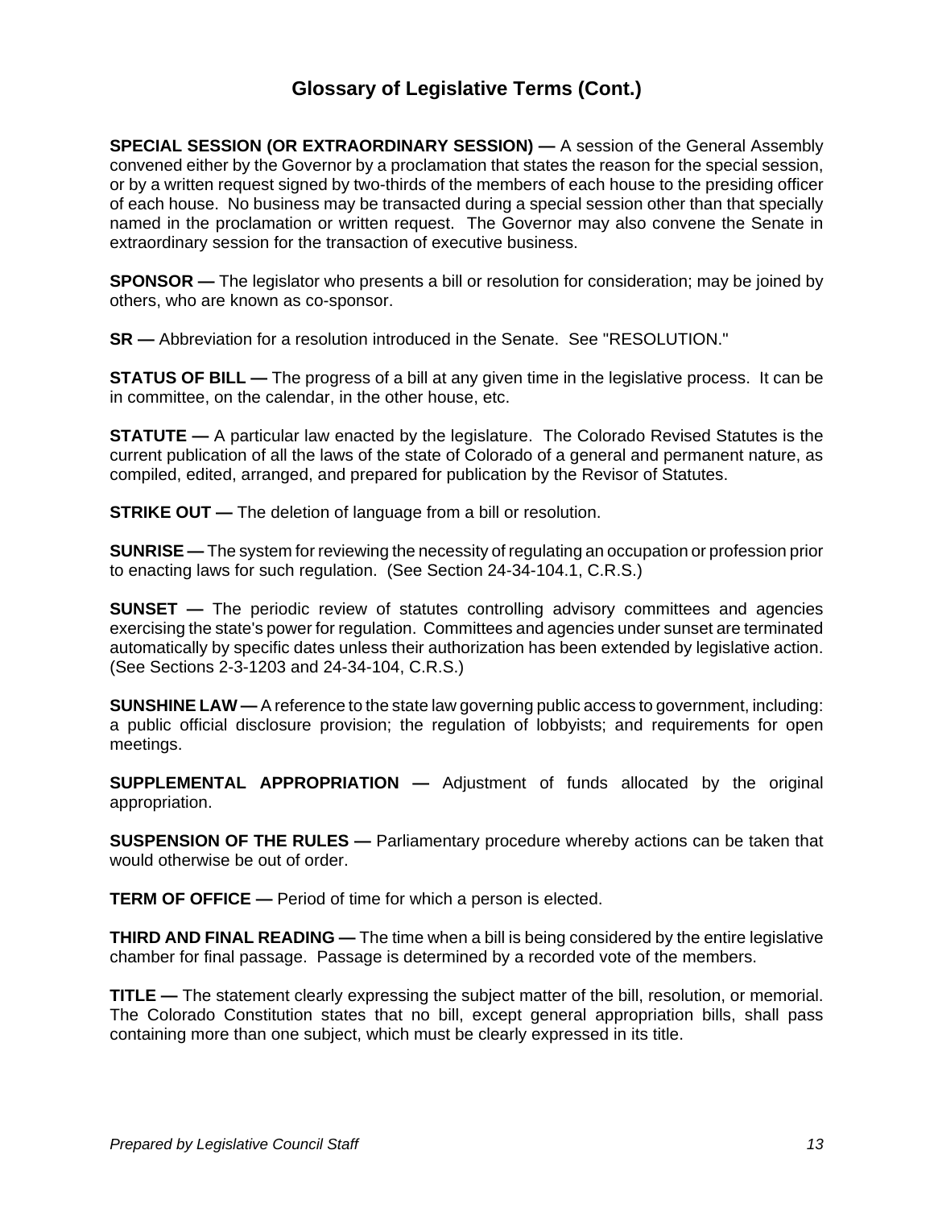## Glossary of Legislative Terms (Cont.)

**SPECIAL SESSION (OR EXTRAORDINARY SESSION) —** A session of the General Assembly convened either by the Governor by a proclamation that states the reason for the special session, or by a written request signed by two-thirds of the members of each house to the presiding officer of each house. No business may be transacted during a special session other than that specially named in the proclamation or written request. The Governor may also convene the Senate in extraordinary session for the transaction of executive business.

**SPONSOR —** The legislator who presents a bill or resolution for consideration; may be joined by others, who are known as co-sponsor.

**SR —** Abbreviation for a resolution introduced in the Senate. See "RESOLUTION."

**STATUS OF BILL —** The progress of a bill at any given time in the legislative process. It can be in committee, on the calendar, in the other house, etc.

**STATUTE —** A particular law enacted by the legislature. The Colorado Revised Statutes is the current publication of all the laws of the state of Colorado of a general and permanent nature, as compiled, edited, arranged, and prepared for publication by the Revisor of Statutes.

**STRIKE OUT —** The deletion of language from a bill or resolution.

**SUNRISE —** The system for reviewing the necessity of regulating an occupation or profession prior to enacting laws for such regulation. (See Section 24-34-104.1, C.R.S.)

**SUNSET —** The periodic review of statutes controlling advisory committees and agencies exercising the state's power for regulation. Committees and agencies under sunset are terminated automatically by specific dates unless their authorization has been extended by legislative action. (See Sections 2-3-1203 and 24-34-104, C.R.S.)

**SUNSHINE LAW —** A reference to the state law governing public access to government, including: a public official disclosure provision; the regulation of lobbyists; and requirements for open meetings.

**SUPPLEMENTAL APPROPRIATION —** Adjustment of funds allocated by the original appropriation.

**SUSPENSION OF THE RULES —** Parliamentary procedure whereby actions can be taken that would otherwise be out of order.

**TERM OF OFFICE —** Period of time for which a person is elected.

**THIRD AND FINAL READING —** The time when a bill is being considered by the entire legislative chamber for final passage. Passage is determined by a recorded vote of the members.

**TITLE —** The statement clearly expressing the subject matter of the bill, resolution, or memorial. The Colorado Constitution states that no bill, except general appropriation bills, shall pass containing more than one subject, which must be clearly expressed in its title.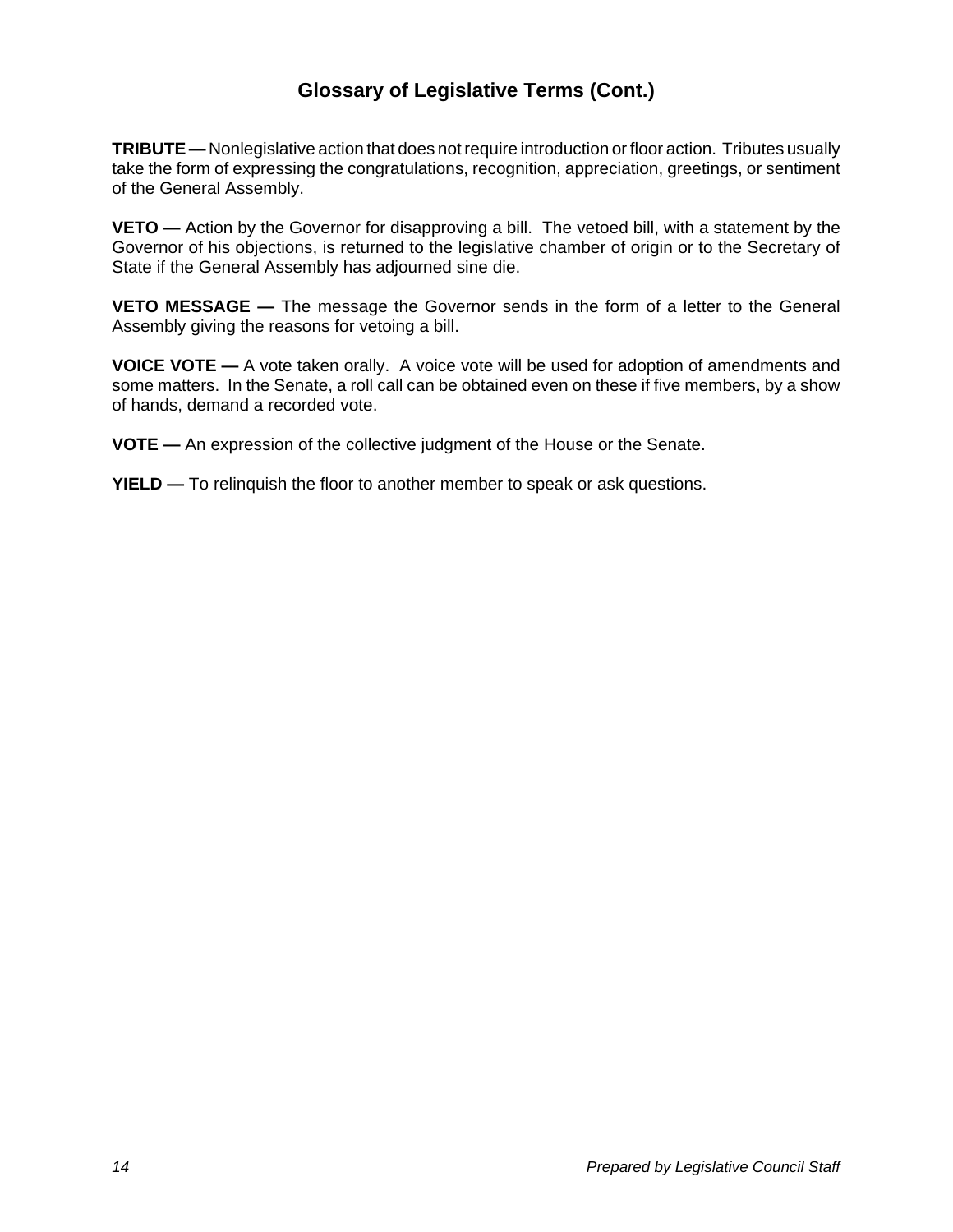## Glossary of Legislative Terms (Cont.)

**TRIBUTE —** Nonlegislative action that does not require introduction or floor action. Tributes usually take the form of expressing the congratulations, recognition, appreciation, greetings, or sentiment of the General Assembly.

**VETO —** Action by the Governor for disapproving a bill. The vetoed bill, with a statement by the Governor of his objections, is returned to the legislative chamber of origin or to the Secretary of State if the General Assembly has adjourned sine die.

**VETO MESSAGE —** The message the Governor sends in the form of a letter to the General Assembly giving the reasons for vetoing a bill.

**VOICE VOTE —** A vote taken orally. A voice vote will be used for adoption of amendments and some matters. In the Senate, a roll call can be obtained even on these if five members, by a show of hands, demand a recorded vote.

**VOTE —** An expression of the collective judgment of the House or the Senate.

**YIELD —** To relinquish the floor to another member to speak or ask questions.